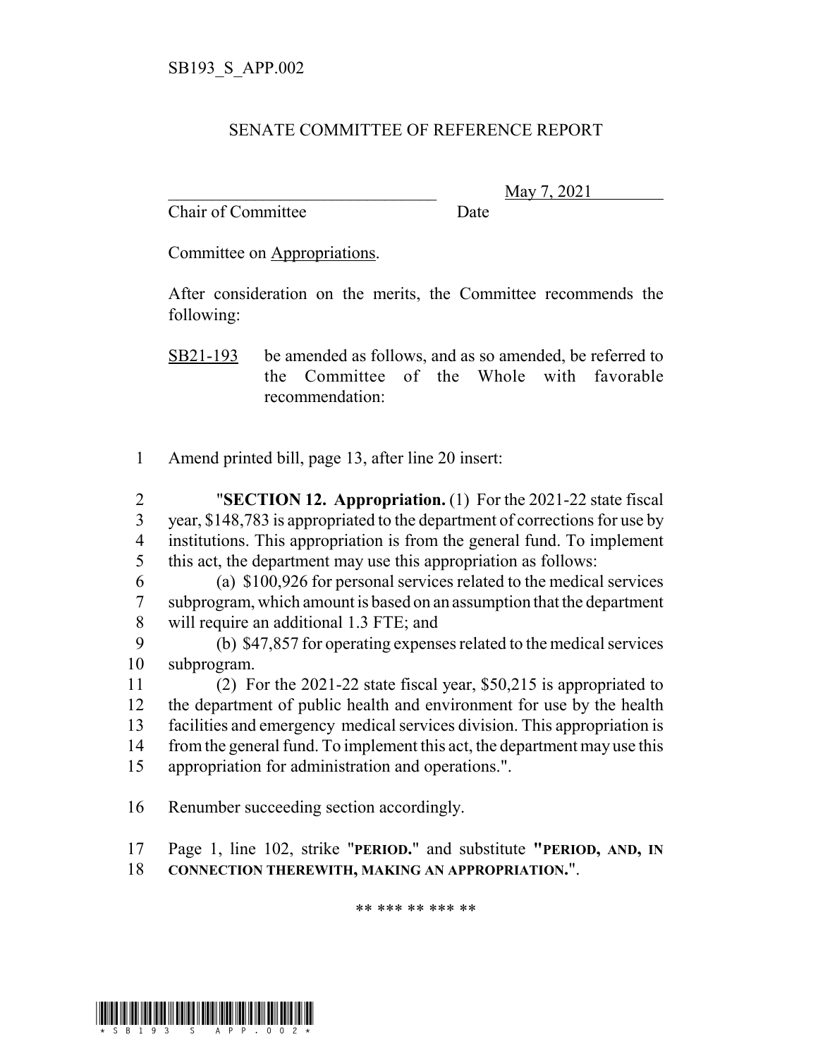SB193_S_APP.002

# SENATE COMMITTEE OF REFERENCE REPORT

________________________________ May 7, 2021

Chair of Committee Date

Committee on Appropriations.

After consideration on the merits, the Committee recommends the following:

SB21-193 be amended as follows, and as so amended, be referred to the Committee of the Whole with favorable recommendation:

1 Amend printed bill, page 13, after line 20 insert:

2 "**SECTION 12. Appropriation.** (1) For the 2021-22 state fiscal
3 year, $148,783 is appropriated to the department of corrections for use by
4 institutions. This appropriation is from the general fund. To implement
5 this act, the department may use this appropriation as follows:
6 (a) $100,926 for personal services related to the medical services
7 subprogram, which amount is based on an assumption that the department
8 will require an additional 1.3 FTE; and
9 (b) $47,857 for operating expenses related to the medical services
10 subprogram.
11 (2) For the 2021-22 state fiscal year, $50,215 is appropriated to
12 the department of public health and environment for use by the health
13 facilities and emergency medical services division. This appropriation is
14 from the general fund. To implement this act, the department may use this
15 appropriation for administration and operations.".

16 Renumber succeeding section accordingly.

17 Page 1, line 102, strike "**PERIOD.**" and substitute "**PERIOD, AND, IN**
18 **CONNECTION THEREWITH, MAKING AN APPROPRIATION.**".

** *** ** *** **